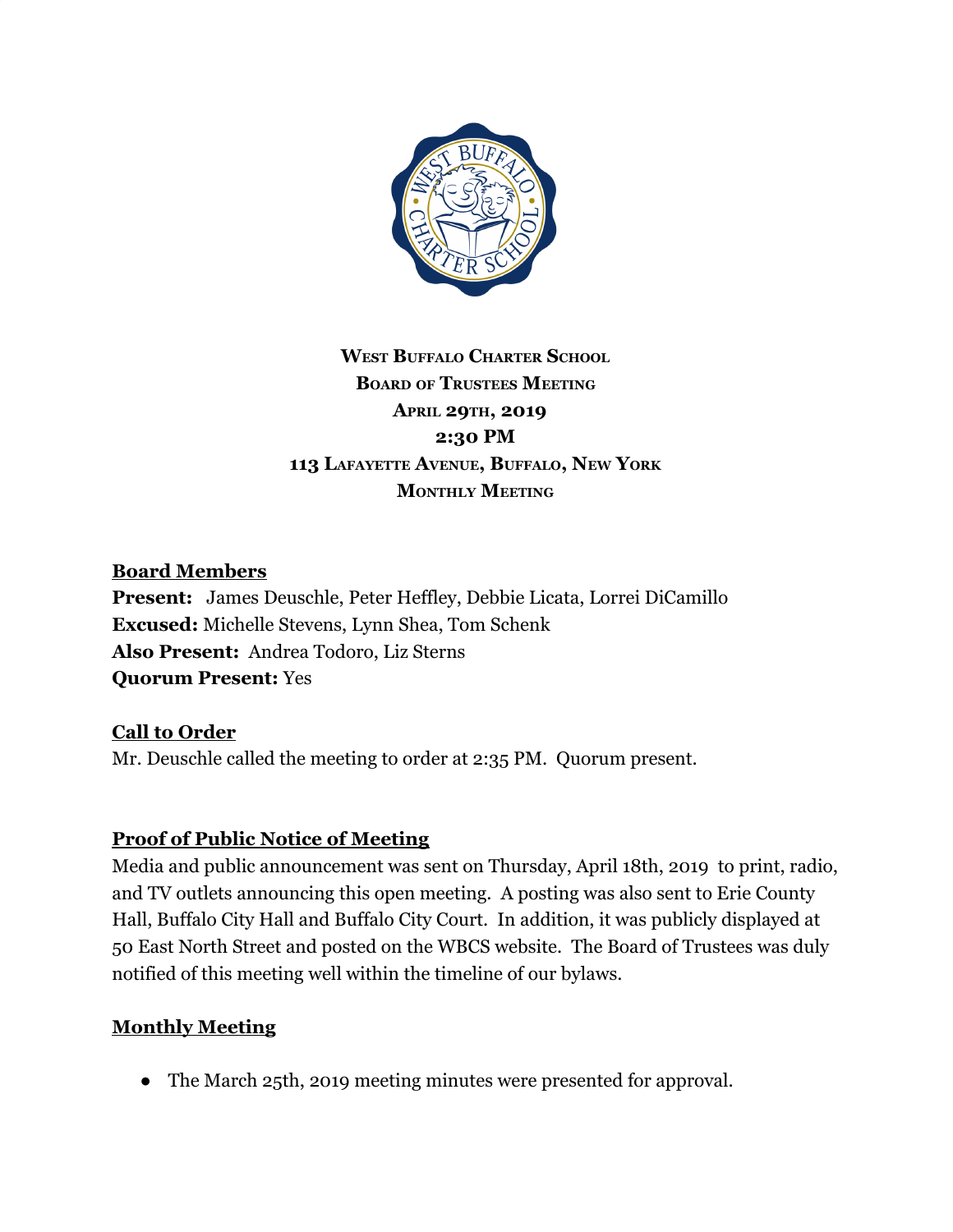**West Buffalo Charter School**
**Board of Trustees Meeting**
**April 29th, 2019**
**2:30 PM**
**113 Lafayette Avenue, Buffalo, New York**
**Monthly Meeting**

## Board Members

**Present:** James Deuschle, Peter Heffley, Debbie Licata, Lorrei DiCamillo
**Excused:** Michelle Stevens, Lynn Shea, Tom Schenk
**Also Present:** Andrea Todoro, Liz Sterns
**Quorum Present:** Yes

## Call to Order

Mr. Deuschle called the meeting to order at 2:35 PM. Quorum present.

## Proof of Public Notice of Meeting

Media and public announcement was sent on Thursday, April 18th, 2019 to print, radio, and TV outlets announcing this open meeting. A posting was also sent to Erie County Hall, Buffalo City Hall and Buffalo City Court. In addition, it was publicly displayed at 50 East North Street and posted on the WBCS website. The Board of Trustees was duly notified of this meeting well within the timeline of our bylaws.

## Monthly Meeting

- The March 25th, 2019 meeting minutes were presented for approval.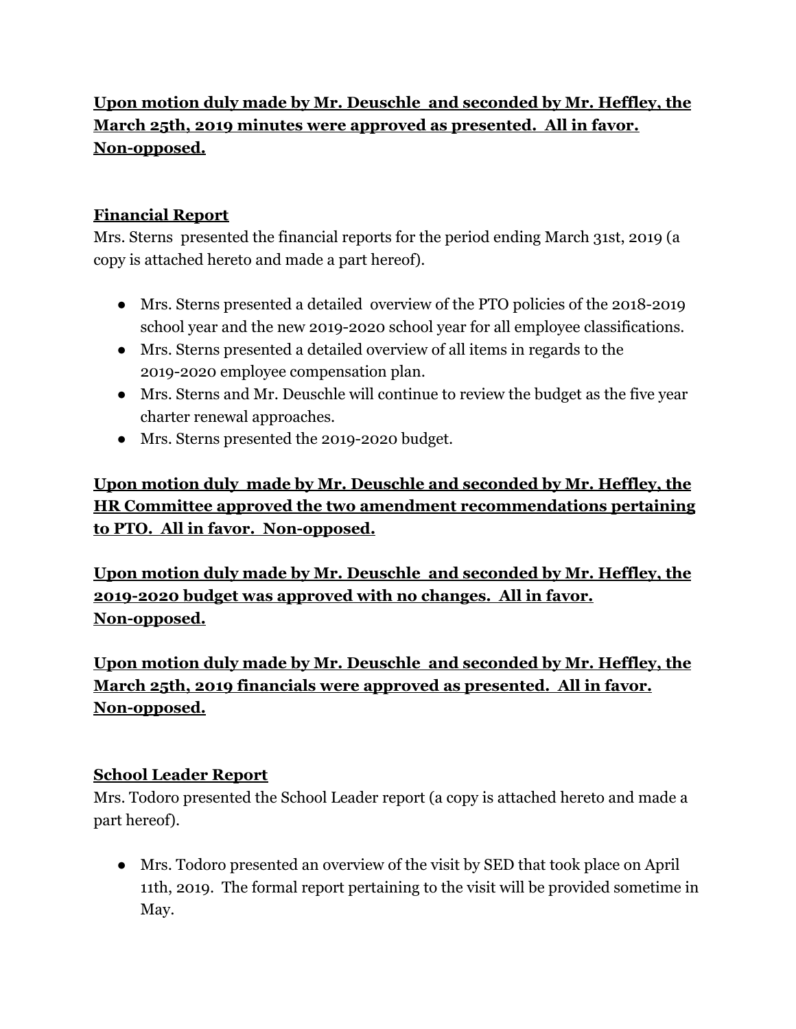**Upon motion duly made by Mr. Deuschle and seconded by Mr. Heffley, the March 25th, 2019 minutes were approved as presented. All in favor. Non-opposed.**

## Financial Report

Mrs. Sterns presented the financial reports for the period ending March 31st, 2019 (a copy is attached hereto and made a part hereof).

- Mrs. Sterns presented a detailed overview of the PTO policies of the 2018-2019 school year and the new 2019-2020 school year for all employee classifications.
- Mrs. Sterns presented a detailed overview of all items in regards to the 2019-2020 employee compensation plan.
- Mrs. Sterns and Mr. Deuschle will continue to review the budget as the five year charter renewal approaches.
- Mrs. Sterns presented the 2019-2020 budget.

**Upon motion duly made by Mr. Deuschle and seconded by Mr. Heffley, the HR Committee approved the two amendment recommendations pertaining to PTO. All in favor. Non-opposed.**

**Upon motion duly made by Mr. Deuschle and seconded by Mr. Heffley, the 2019-2020 budget was approved with no changes. All in favor. Non-opposed.**

**Upon motion duly made by Mr. Deuschle and seconded by Mr. Heffley, the March 25th, 2019 financials were approved as presented. All in favor. Non-opposed.**

## School Leader Report

Mrs. Todoro presented the School Leader report (a copy is attached hereto and made a part hereof).

- Mrs. Todoro presented an overview of the visit by SED that took place on April 11th, 2019. The formal report pertaining to the visit will be provided sometime in May.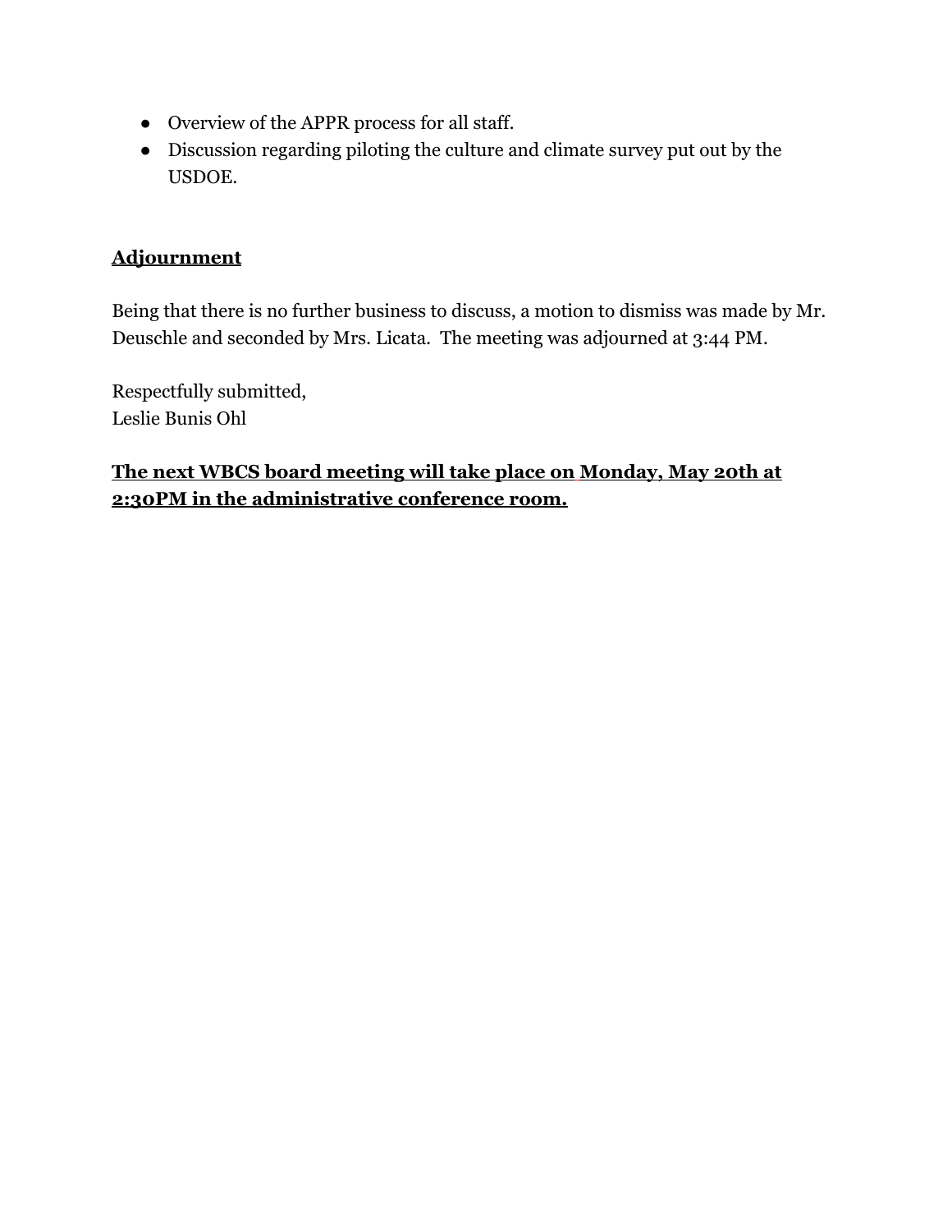- Overview of the APPR process for all staff.
- Discussion regarding piloting the culture and climate survey put out by the USDOE.

## Adjournment

Being that there is no further business to discuss, a motion to dismiss was made by Mr. Deuschle and seconded by Mrs. Licata. The meeting was adjourned at 3:44 PM.

Respectfully submitted,
Leslie Bunis Ohl

**The next WBCS board meeting will take place on Monday, May 20th at 2:30PM in the administrative conference room.**